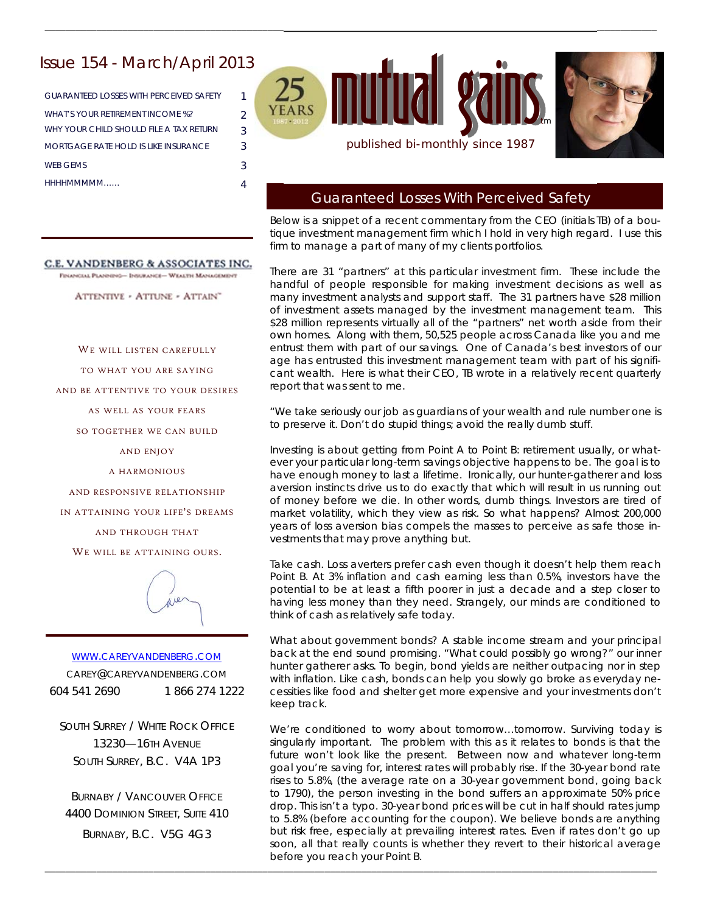# Issue 154 - March/April 2013

| | |
|---|---|
| GUARANTEED LOSSES WITH PERCEIVED SAFETY | 1 |
| WHAT'S YOUR RETIREMENT INCOME %? | 2 |
| WHY YOUR CHILD SHOULD FILE A TAX RETURN | 3 |
| MORTGAGE RATE HOLD IS LIKE INSURANCE | 3 |
| WEB GEMS | 3 |
| HHHHMMMMM...... | 4 |

**C.E. VANDENBERG & ASSOCIATES INC.**

FINANCIAL PLANNING— INSURANCE— WEALTH MANAGEMENT

ATTENTIVE • ATTUNE • ATTAIN™

WE WILL LISTEN CAREFULLY
TO WHAT YOU ARE SAYING
AND BE ATTENTIVE TO YOUR DESIRES
AS WELL AS YOUR FEARS
SO TOGETHER WE CAN BUILD
AND ENJOY
A HARMONIOUS
AND RESPONSIVE RELATIONSHIP
IN ATTAINING YOUR LIFE'S DREAMS
AND THROUGH THAT
WE WILL BE ATTAINING OURS.

WWW.CAREYVANDENBERG.COM

CAREY@CAREYVANDENBERG.COM

604 541 2690 1 866 274 1222

SOUTH SURREY / WHITE ROCK OFFICE
13230—16TH AVENUE
SOUTH SURREY, B.C. V4A 1P3

BURNABY / VANCOUVER OFFICE
4400 DOMINION STREET, SUITE 410
BURNABY, B.C. V5G 4G3

25 YEARS 1987-2012

# mutual gains™

published bi-monthly since 1987

## Guaranteed Losses With Perceived Safety

Below is a snippet of a recent commentary from the CEO (initials TB) of a boutique investment management firm which I hold in very high regard. I use this firm to manage a part of many of my clients portfolios.

There are 31 "partners" at this particular investment firm. These include the handful of people responsible for making investment decisions as well as many investment analysts and support staff. The 31 partners have $28 million of investment assets managed by the investment management team. This $28 million represents virtually all of the "partners" net worth aside from their own homes. Along with them, 50,525 people across Canada like you and me entrust them with part of our savings. One of Canada's best investors of our age has entrusted this investment management team with part of his significant wealth. Here is what their CEO, TB wrote in a relatively recent quarterly report that was sent to me.

"We take seriously our job as guardians of your wealth and rule number one is to preserve it. Don't do stupid things; avoid the really dumb stuff.

Investing is about getting from Point A to Point B: retirement usually, or whatever your particular long-term savings objective happens to be. The goal is to have enough money to last a lifetime. Ironically, our hunter-gatherer and loss aversion instincts drive us to do exactly that which will result in us running out of money before we die. In other words, dumb things. Investors are tired of market volatility, which they view as risk. So what happens? Almost 200,000 years of loss aversion bias compels the masses to perceive as safe those investments that may prove anything but.

Take cash. Loss averters prefer cash even though it doesn't help them reach Point B. At 3% inflation and cash earning less than 0.5%, investors have the potential to be at least a fifth poorer in just a decade and a step closer to having less money than they need. Strangely, our minds are conditioned to think of cash as relatively safe today.

What about government bonds? A stable income stream and your principal back at the end sound promising. "What could possibly go wrong?" our inner hunter gatherer asks. To begin, bond yields are neither outpacing nor in step with inflation. Like cash, bonds can help you slowly go broke as everyday necessities like food and shelter get more expensive and your investments don't keep track.

We're conditioned to worry about tomorrow...tomorrow. Surviving today is singularly important. The problem with this as it relates to bonds is that the future won't look like the present. Between now and whatever long-term goal you're saving for, interest rates will probably rise. If the 30-year bond rate rises to 5.8%, (the average rate on a 30-year government bond, going back to 1790), the person investing in the bond suffers an approximate 50% price drop. This isn't a typo. 30-year bond prices will be cut in half should rates jump to 5.8% (before accounting for the coupon). We believe bonds are anything but risk free, especially at prevailing interest rates. Even if rates don't go up soon, all that really counts is whether they revert to their historical average before you reach your Point B.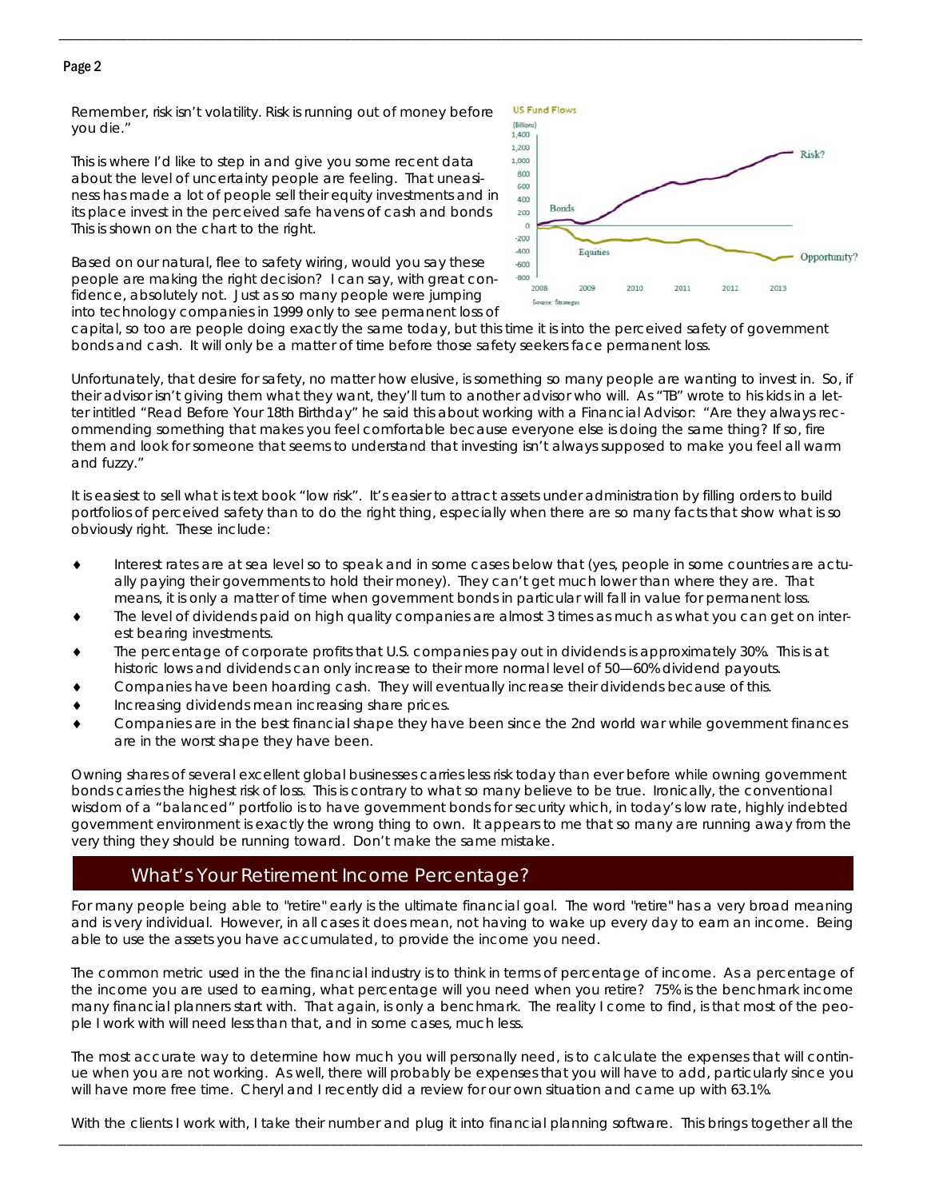Remember, risk isn't volatility. Risk is running out of money before you die."

This is where I'd like to step in and give you some recent data about the level of uncertainty people are feeling. That uneasiness has made a lot of people sell their equity investments and in its place invest in the perceived safe havens of cash and bonds This is shown on the chart to the right.

Based on our natural, flee to safety wiring, would you say these people are making the right decision? I can say, with great confidence, absolutely not. Just as so many people were jumping into technology companies in 1999 only to see permanent loss of capital, so too are people doing exactly the same today, but this time it is into the perceived safety of government bonds and cash. It will only be a matter of time before those safety seekers face permanent loss.

Unfortunately, that desire for safety, no matter how elusive, is something so many people are wanting to invest in. So, if their advisor isn't giving them what they want, they'll turn to another advisor who will. As "TB" wrote to his kids in a letter intitled "Read Before Your 18th Birthday" he said this about working with a Financial Advisor: "Are they always recommending something that makes you feel comfortable because everyone else is doing the same thing? If so, fire them and look for someone that seems to understand that investing isn't always supposed to make you feel all warm and fuzzy."

It is easiest to sell what is text book "low risk". It's easier to attract assets under administration by filling orders to build portfolios of perceived safety than to do the right thing, especially when there are so many facts that show what is so obviously right. These include:

- Interest rates are at sea level so to speak and in some cases below that (yes, people in some countries are actually paying their governments to hold their money). They can't get much lower than where they are. That means, it is only a matter of time when government bonds in particular will fall in value for permanent loss.
- The level of dividends paid on high quality companies are almost 3 times as much as what you can get on interest bearing investments.
- The percentage of corporate profits that U.S. companies pay out in dividends is approximately 30%. This is at historic lows and dividends can only increase to their more normal level of 50—60% dividend payouts.
- Companies have been hoarding cash. They will eventually increase their dividends because of this.
- Increasing dividends mean increasing share prices.
- Companies are in the best financial shape they have been since the 2nd world war while government finances are in the worst shape they have been.

Owning shares of several excellent global businesses carries less risk today than ever before while owning government bonds carries the highest risk of loss. This is contrary to what so many believe to be true. Ironically, the conventional wisdom of a "balanced" portfolio is to have government bonds for security which, in today's low rate, highly indebted government environment is exactly the wrong thing to own. It appears to me that so many are running away from the very thing they should be running toward. Don't make the same mistake.

## What's Your Retirement Income Percentage?

For many people being able to "retire" early is the ultimate financial goal. The word "retire" has a very broad meaning and is very individual. However, in all cases it does mean, not having to wake up every day to earn an income. Being able to use the assets you have accumulated, to provide the income you need.

The common metric used in the the financial industry is to think in terms of percentage of income. As a percentage of the income you are used to earning, what percentage will you need when you retire? 75% is the benchmark income many financial planners start with. That again, is only a benchmark. The reality I come to find, is that most of the people I work with will need less than that, and in some cases, much less.

The most accurate way to determine how much you will personally need, is to calculate the expenses that will continue when you are not working. As well, there will probably be expenses that you will have to add, particularly since you will have more free time. Cheryl and I recently did a review for our own situation and came up with 63.1%.

With the clients I work with, I take their number and plug it into financial planning software. This brings together all the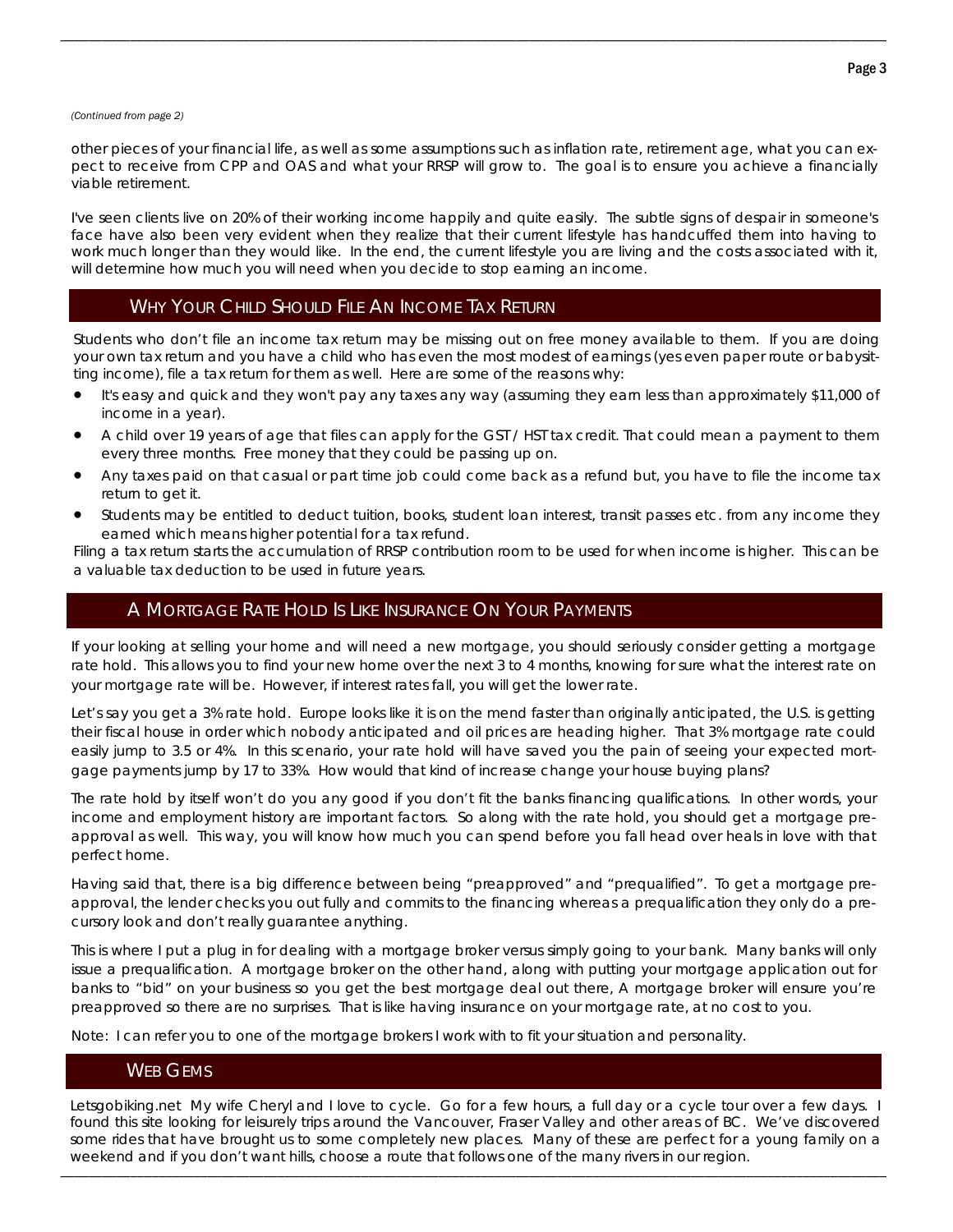*(Continued from page 2)*

other pieces of your financial life, as well as some assumptions such as inflation rate, retirement age, what you can expect to receive from CPP and OAS and what your RRSP will grow to. The goal is to ensure you achieve a financially viable retirement.

I've seen clients live on 20% of their working income happily and quite easily. The subtle signs of despair in someone's face have also been very evident when they realize that their current lifestyle has handcuffed them into having to work much longer than they would like. In the end, the current lifestyle you are living and the costs associated with it, will determine how much you will need when you decide to stop earning an income.

## Why Your Child Should File An Income Tax Return

Students who don't file an income tax return may be missing out on free money available to them. If you are doing your own tax return and you have a child who has even the most modest of earnings (yes even paper route or babysitting income), file a tax return for them as well. Here are some of the reasons why:

- It's easy and quick and they won't pay any taxes any way (assuming they earn less than approximately $11,000 of income in a year).
- A child over 19 years of age that files can apply for the GST / HST tax credit. That could mean a payment to them every three months. Free money that they could be passing up on.
- Any taxes paid on that casual or part time job could come back as a refund but, you have to file the income tax return to get it.
- Students may be entitled to deduct tuition, books, student loan interest, transit passes etc. from any income they earned which means higher potential for a tax refund.

Filing a tax return starts the accumulation of RRSP contribution room to be used for when income is higher. This can be a valuable tax deduction to be used in future years.

## A Mortgage Rate Hold Is Like Insurance On Your Payments

If your looking at selling your home and will need a new mortgage, you should seriously consider getting a mortgage rate hold. This allows you to find your new home over the next 3 to 4 months, knowing for sure what the interest rate on your mortgage rate will be. However, if interest rates fall, you will get the lower rate.

Let's say you get a 3% rate hold. Europe looks like it is on the mend faster than originally anticipated, the U.S. is getting their fiscal house in order which nobody anticipated and oil prices are heading higher. That 3% mortgage rate could easily jump to 3.5 or 4%. In this scenario, your rate hold will have saved you the pain of seeing your expected mortgage payments jump by 17 to 33%. How would that kind of increase change your house buying plans?

The rate hold by itself won't do you any good if you don't fit the banks financing qualifications. In other words, your income and employment history are important factors. So along with the rate hold, you should get a mortgage preapproval as well. This way, you will know how much you can spend before you fall head over heals in love with that perfect home.

Having said that, there is a big difference between being "preapproved" and "prequalified". To get a mortgage preapproval, the lender checks you out fully and commits to the financing whereas a prequalification they only do a precursory look and don't really guarantee anything.

This is where I put a plug in for dealing with a mortgage broker versus simply going to your bank. Many banks will only issue a prequalification. A mortgage broker on the other hand, along with putting your mortgage application out for banks to "bid" on your business so you get the best mortgage deal out there, A mortgage broker will ensure you're preapproved so there are no surprises. That is like having insurance on your mortgage rate, at no cost to you.

Note: I can refer you to one of the mortgage brokers I work with to fit your situation and personality.

## Web Gems

Letsgobiking.net My wife Cheryl and I love to cycle. Go for a few hours, a full day or a cycle tour over a few days. I found this site looking for leisurely trips around the Vancouver, Fraser Valley and other areas of BC. We've discovered some rides that have brought us to some completely new places. Many of these are perfect for a young family on a weekend and if you don't want hills, choose a route that follows one of the many rivers in our region.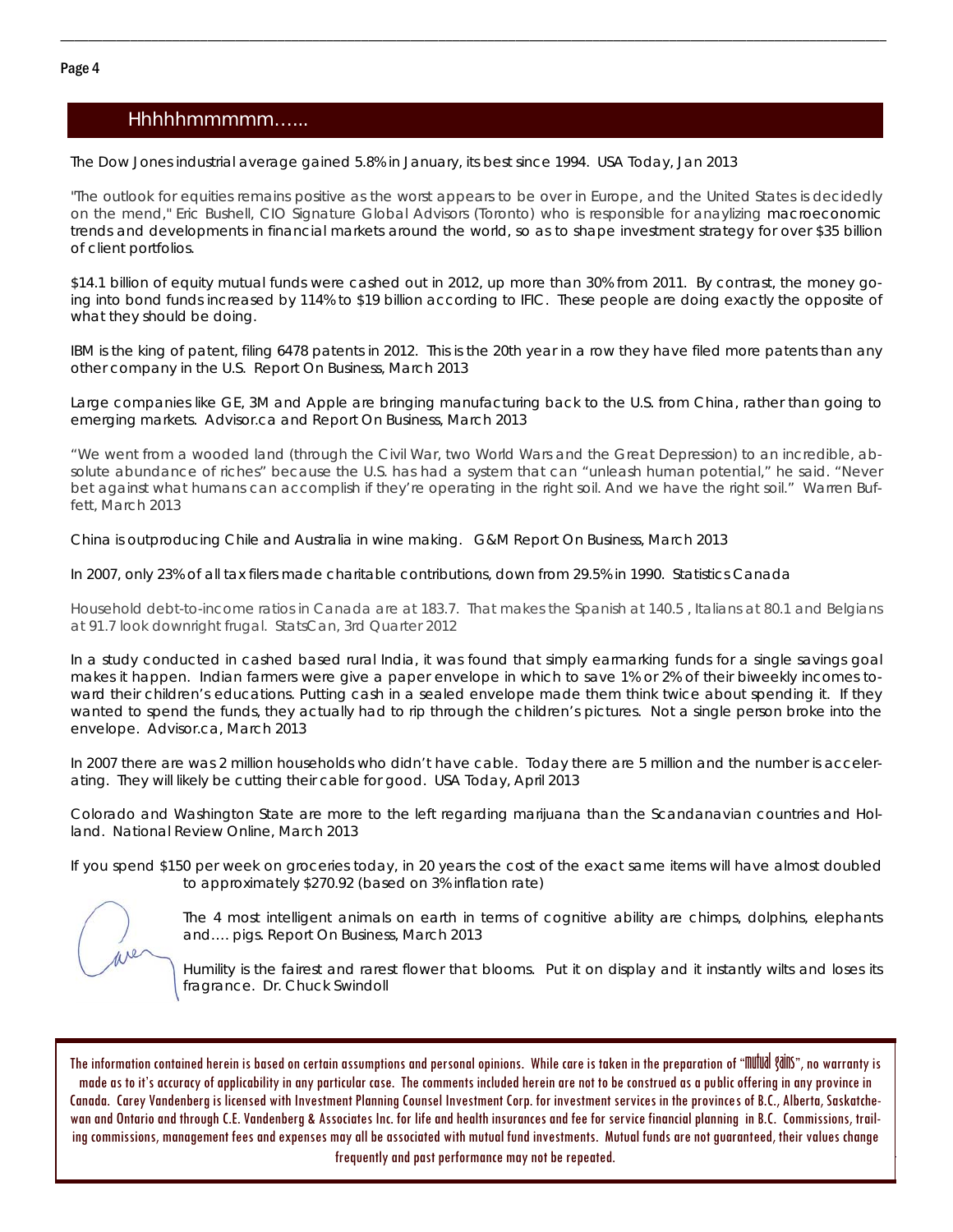## Hhhhhmmmmm…...

The Dow Jones industrial average gained 5.8% in January, its best since 1994. USA Today, Jan 2013

"The outlook for equities remains positive as the worst appears to be over in Europe, and the United States is decidedly on the mend," Eric Bushell, CIO Signature Global Advisors (Toronto) who is responsible for anaylizing macroeconomic trends and developments in financial markets around the world, so as to shape investment strategy for over $35 billion of client portfolios.

$14.1 billion of equity mutual funds were cashed out in 2012, up more than 30% from 2011. By contrast, the money going into bond funds increased by 114% to $19 billion according to IFIC. These people are doing exactly the opposite of what they should be doing.

IBM is the king of patent, filing 6478 patents in 2012. This is the 20th year in a row they have filed more patents than any other company in the U.S. Report On Business, March 2013

Large companies like GE, 3M and Apple are bringing manufacturing back to the U.S. from China, rather than going to emerging markets. Advisor.ca and Report On Business, March 2013

"We went from a wooded land (through the Civil War, two World Wars and the Great Depression) to an incredible, absolute abundance of riches" because the U.S. has had a system that can "unleash human potential," he said. "Never bet against what humans can accomplish if they're operating in the right soil. And we have the right soil." Warren Buffett, March 2013

China is outproducing Chile and Australia in wine making. G&M Report On Business, March 2013

In 2007, only 23% of all tax filers made charitable contributions, down from 29.5% in 1990. Statistics Canada

Household debt-to-income ratios in Canada are at 183.7. That makes the Spanish at 140.5 , Italians at 80.1 and Belgians at 91.7 look downright frugal. StatsCan, 3rd Quarter 2012

In a study conducted in cashed based rural India, it was found that simply earmarking funds for a single savings goal makes it happen. Indian farmers were give a paper envelope in which to save 1% or 2% of their biweekly incomes toward their children's educations. Putting cash in a sealed envelope made them think twice about spending it. If they wanted to spend the funds, they actually had to rip through the children's pictures. Not a single person broke into the envelope. Advisor.ca, March 2013

In 2007 there are was 2 million households who didn't have cable. Today there are 5 million and the number is accelerating. They will likely be cutting their cable for good. USA Today, April 2013

Colorado and Washington State are more to the left regarding marijuana than the Scandanavian countries and Holland. National Review Online, March 2013

If you spend $150 per week on groceries today, in 20 years the cost of the exact same items will have almost doubled to approximately $270.92 (based on 3% inflation rate)

The 4 most intelligent animals on earth in terms of cognitive ability are chimps, dolphins, elephants and…. pigs. Report On Business, March 2013

Humility is the fairest and rarest flower that blooms. Put it on display and it instantly wilts and loses its fragrance. Dr. Chuck Swindoll

The information contained herein is based on certain assumptions and personal opinions. While care is taken in the preparation of "mutual gains", no warranty is made as to it's accuracy of applicability in any particular case. The comments included herein are not to be construed as a public offering in any province in Canada. Carey Vandenberg is licensed with Investment Planning Counsel Investment Corp. for investment services in the provinces of B.C., Alberta, Saskatchewan and Ontario and through C.E. Vandenberg & Associates Inc. for life and health insurances and fee for service financial planning in B.C. Commissions, trailing commissions, management fees and expenses may all be associated with mutual fund investments. Mutual funds are not guaranteed, their values change frequently and past performance may not be repeated.